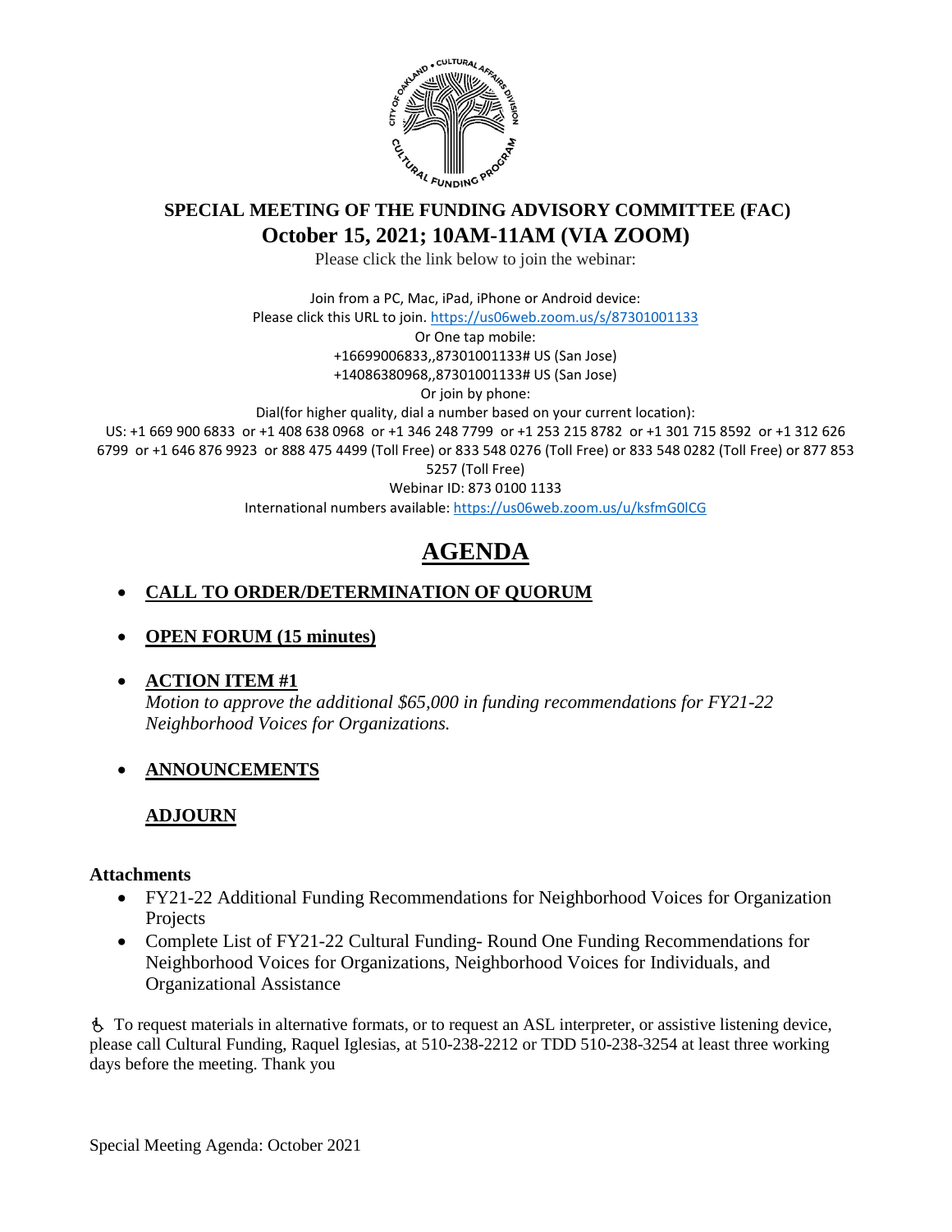# SPECIAL MEETING OF THE FUNDING ADVISORY COMMITTEE (FAC)

## October 15, 2021; 10AM-11AM (VIA ZOOM)

Please click the link below to join the webinar:

Join from a PC, Mac, iPad, iPhone or Android device:
Please click this URL to join. https://us06web.zoom.us/s/87301001133
Or One tap mobile:
+16699006833,,87301001133# US (San Jose)
+14086380968,,87301001133# US (San Jose)
Or join by phone:
Dial(for higher quality, dial a number based on your current location):
US: +1 669 900 6833 or +1 408 638 0968 or +1 346 248 7799 or +1 253 215 8782 or +1 301 715 8592 or +1 312 626 6799 or +1 646 876 9923 or 888 475 4499 (Toll Free) or 833 548 0276 (Toll Free) or 833 548 0282 (Toll Free) or 877 853 5257 (Toll Free)
Webinar ID: 873 0100 1133
International numbers available: https://us06web.zoom.us/u/ksfmG0lCG

# AGENDA

- **CALL TO ORDER/DETERMINATION OF QUORUM**
- **OPEN FORUM (15 minutes)**
- **ACTION ITEM #1**
  *Motion to approve the additional $65,000 in funding recommendations for FY21-22 Neighborhood Voices for Organizations.*
- **ANNOUNCEMENTS**

  **ADJOURN**

**Attachments**

- FY21-22 Additional Funding Recommendations for Neighborhood Voices for Organization Projects
- Complete List of FY21-22 Cultural Funding- Round One Funding Recommendations for Neighborhood Voices for Organizations, Neighborhood Voices for Individuals, and Organizational Assistance

♿ To request materials in alternative formats, or to request an ASL interpreter, or assistive listening device, please call Cultural Funding, Raquel Iglesias, at 510-238-2212 or TDD 510-238-3254 at least three working days before the meeting. Thank you

Special Meeting Agenda: October 2021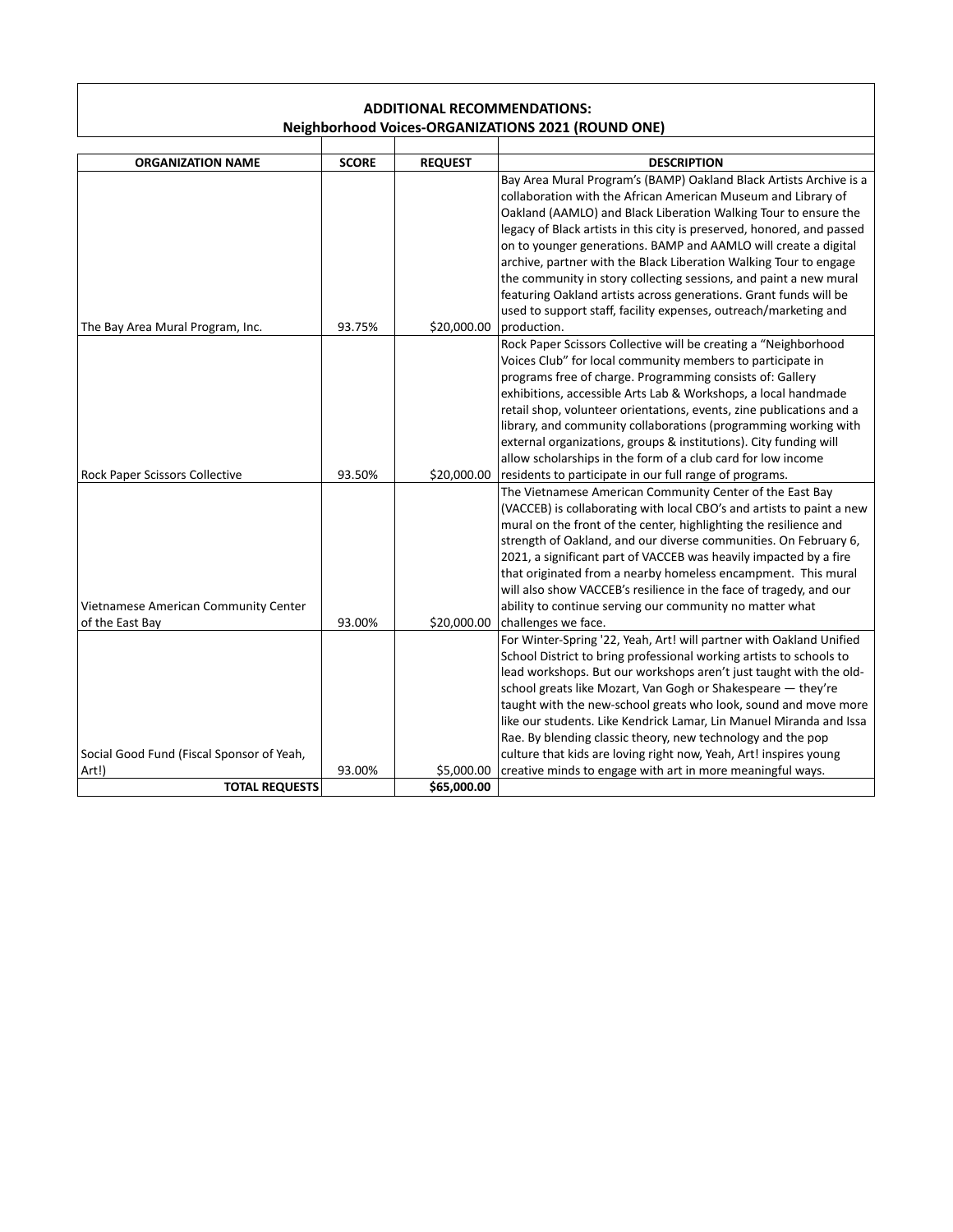## ADDITIONAL RECOMMENDATIONS:
## Neighborhood Voices-ORGANIZATIONS 2021 (ROUND ONE)

| ORGANIZATION NAME | SCORE | REQUEST | DESCRIPTION |
|---|---|---|---|
| The Bay Area Mural Program, Inc. | 93.75% | $20,000.00 | Bay Area Mural Program's (BAMP) Oakland Black Artists Archive is a collaboration with the African American Museum and Library of Oakland (AAMLO) and Black Liberation Walking Tour to ensure the legacy of Black artists in this city is preserved, honored, and passed on to younger generations. BAMP and AAMLO will create a digital archive, partner with the Black Liberation Walking Tour to engage the community in story collecting sessions, and paint a new mural featuring Oakland artists across generations. Grant funds will be used to support staff, facility expenses, outreach/marketing and production. |
| Rock Paper Scissors Collective | 93.50% | $20,000.00 | Rock Paper Scissors Collective will be creating a "Neighborhood Voices Club" for local community members to participate in programs free of charge. Programming consists of: Gallery exhibitions, accessible Arts Lab & Workshops, a local handmade retail shop, volunteer orientations, events, zine publications and a library, and community collaborations (programming working with external organizations, groups & institutions). City funding will allow scholarships in the form of a club card for low income residents to participate in our full range of programs. |
| Vietnamese American Community Center of the East Bay | 93.00% | $20,000.00 | The Vietnamese American Community Center of the East Bay (VACCEB) is collaborating with local CBO's and artists to paint a new mural on the front of the center, highlighting the resilience and strength of Oakland, and our diverse communities. On February 6, 2021, a significant part of VACCEB was heavily impacted by a fire that originated from a nearby homeless encampment. This mural will also show VACCEB's resilience in the face of tragedy, and our ability to continue serving our community no matter what challenges we face. |
| Social Good Fund (Fiscal Sponsor of Yeah, Art!) | 93.00% | $5,000.00 | For Winter-Spring '22, Yeah, Art! will partner with Oakland Unified School District to bring professional working artists to schools to lead workshops. But our workshops aren't just taught with the old-school greats like Mozart, Van Gogh or Shakespeare — they're taught with the new-school greats who look, sound and move more like our students. Like Kendrick Lamar, Lin Manuel Miranda and Issa Rae. By blending classic theory, new technology and the pop culture that kids are loving right now, Yeah, Art! inspires young creative minds to engage with art in more meaningful ways. |
| **TOTAL REQUESTS** | | **$65,000.00** | |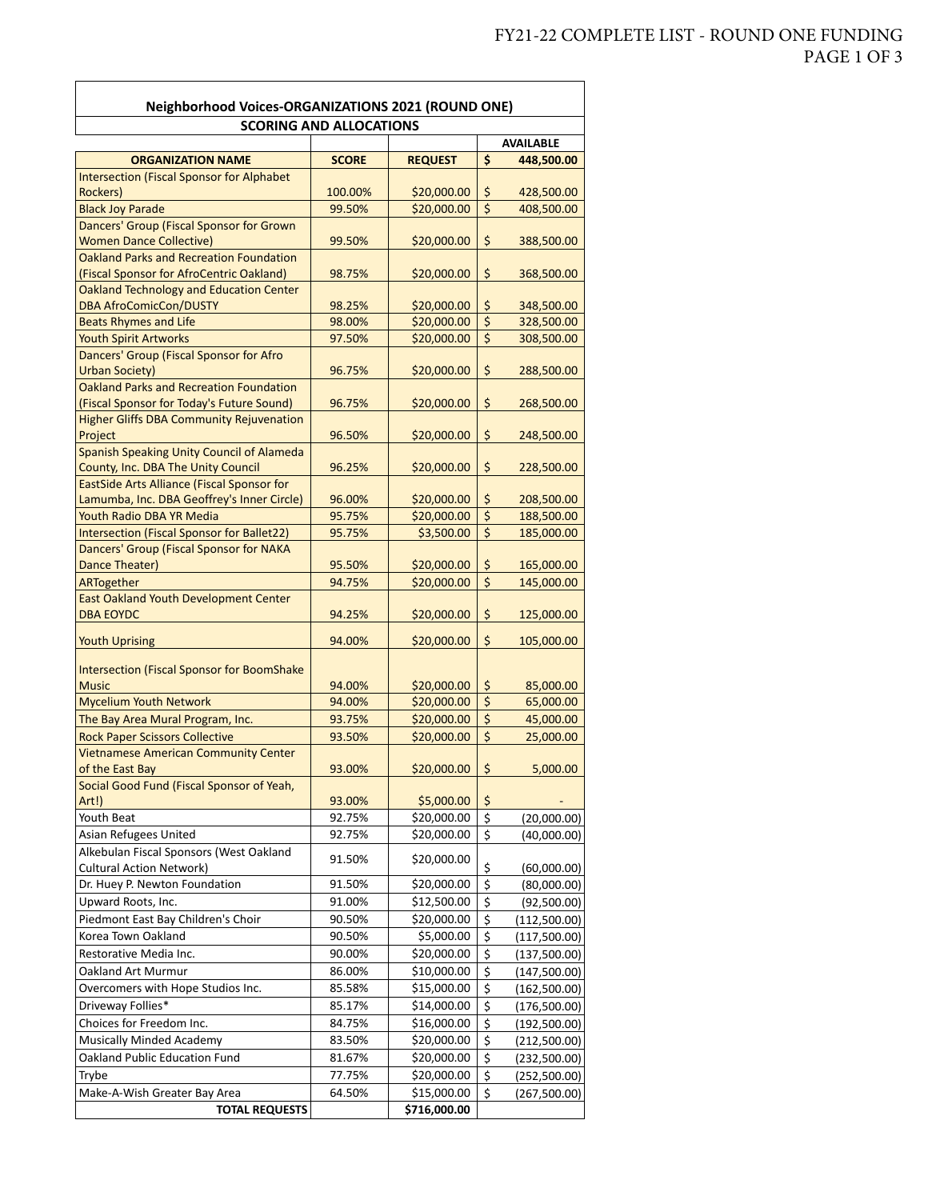| Neighborhood Voices-ORGANIZATIONS 2021 (ROUND ONE) | | | |
|---|---|---|---|
| SCORING AND ALLOCATIONS | | | |
| | | | AVAILABLE |
| ORGANIZATION NAME | SCORE | REQUEST | $ 448,500.00 |
| Intersection (Fiscal Sponsor for Alphabet Rockers) | 100.00% | $20,000.00 | $ 428,500.00 |
| Black Joy Parade | 99.50% | $20,000.00 | $ 408,500.00 |
| Dancers' Group (Fiscal Sponsor for Grown Women Dance Collective) | 99.50% | $20,000.00 | $ 388,500.00 |
| Oakland Parks and Recreation Foundation (Fiscal Sponsor for AfroCentric Oakland) | 98.75% | $20,000.00 | $ 368,500.00 |
| Oakland Technology and Education Center DBA AfroComicCon/DUSTY | 98.25% | $20,000.00 | $ 348,500.00 |
| Beats Rhymes and Life | 98.00% | $20,000.00 | $ 328,500.00 |
| Youth Spirit Artworks | 97.50% | $20,000.00 | $ 308,500.00 |
| Dancers' Group (Fiscal Sponsor for Afro Urban Society) | 96.75% | $20,000.00 | $ 288,500.00 |
| Oakland Parks and Recreation Foundation (Fiscal Sponsor for Today's Future Sound) | 96.75% | $20,000.00 | $ 268,500.00 |
| Higher Gliffs DBA Community Rejuvenation Project | 96.50% | $20,000.00 | $ 248,500.00 |
| Spanish Speaking Unity Council of Alameda County, Inc. DBA The Unity Council | 96.25% | $20,000.00 | $ 228,500.00 |
| EastSide Arts Alliance (Fiscal Sponsor for Lamumba, Inc. DBA Geoffrey's Inner Circle) | 96.00% | $20,000.00 | $ 208,500.00 |
| Youth Radio DBA YR Media | 95.75% | $20,000.00 | $ 188,500.00 |
| Intersection (Fiscal Sponsor for Ballet22) | 95.75% | $3,500.00 | $ 185,000.00 |
| Dancers' Group (Fiscal Sponsor for NAKA Dance Theater) | 95.50% | $20,000.00 | $ 165,000.00 |
| ARTogether | 94.75% | $20,000.00 | $ 145,000.00 |
| East Oakland Youth Development Center DBA EOYDC | 94.25% | $20,000.00 | $ 125,000.00 |
| Youth Uprising | 94.00% | $20,000.00 | $ 105,000.00 |
| Intersection (Fiscal Sponsor for BoomShake Music | 94.00% | $20,000.00 | $ 85,000.00 |
| Mycelium Youth Network | 94.00% | $20,000.00 | $ 65,000.00 |
| The Bay Area Mural Program, Inc. | 93.75% | $20,000.00 | $ 45,000.00 |
| Rock Paper Scissors Collective | 93.50% | $20,000.00 | $ 25,000.00 |
| Vietnamese American Community Center of the East Bay | 93.00% | $20,000.00 | $ 5,000.00 |
| Social Good Fund (Fiscal Sponsor of Yeah, Art!) | 93.00% | $5,000.00 | $ - |
| Youth Beat | 92.75% | $20,000.00 | $ (20,000.00) |
| Asian Refugees United | 92.75% | $20,000.00 | $ (40,000.00) |
| Alkebulan Fiscal Sponsors (West Oakland Cultural Action Network) | 91.50% | $20,000.00 | $ (60,000.00) |
| Dr. Huey P. Newton Foundation | 91.50% | $20,000.00 | $ (80,000.00) |
| Upward Roots, Inc. | 91.00% | $12,500.00 | $ (92,500.00) |
| Piedmont East Bay Children's Choir | 90.50% | $20,000.00 | $ (112,500.00) |
| Korea Town Oakland | 90.50% | $5,000.00 | $ (117,500.00) |
| Restorative Media Inc. | 90.00% | $20,000.00 | $ (137,500.00) |
| Oakland Art Murmur | 86.00% | $10,000.00 | $ (147,500.00) |
| Overcomers with Hope Studios Inc. | 85.58% | $15,000.00 | $ (162,500.00) |
| Driveway Follies* | 85.17% | $14,000.00 | $ (176,500.00) |
| Choices for Freedom Inc. | 84.75% | $16,000.00 | $ (192,500.00) |
| Musically Minded Academy | 83.50% | $20,000.00 | $ (212,500.00) |
| Oakland Public Education Fund | 81.67% | $20,000.00 | $ (232,500.00) |
| Trybe | 77.75% | $20,000.00 | $ (252,500.00) |
| Make-A-Wish Greater Bay Area | 64.50% | $15,000.00 | $ (267,500.00) |
| TOTAL REQUESTS | | $716,000.00 | |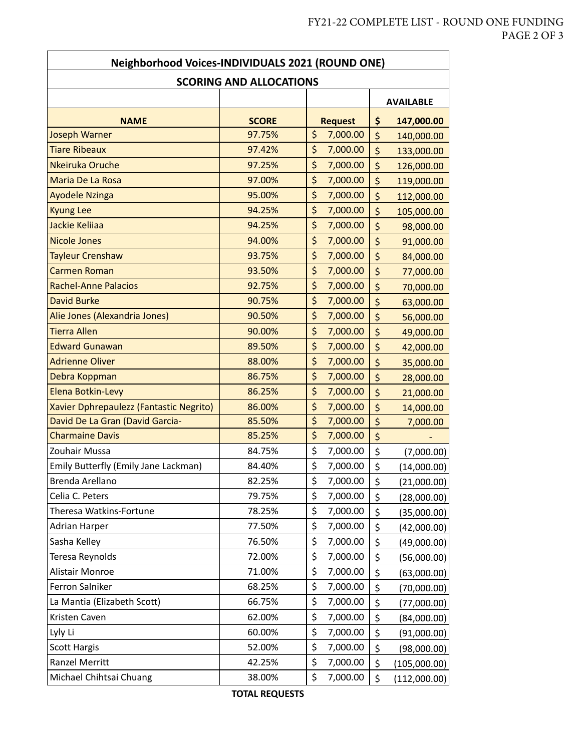| Neighborhood Voices-INDIVIDUALS 2021 (ROUND ONE) | | | |
|---|---|---|---|
| **SCORING AND ALLOCATIONS** | | | |
| | | | **AVAILABLE** |
| **NAME** | **SCORE** | **Request** | **$ 147,000.00** |
| Joseph Warner | 97.75% | $ 7,000.00 | $ 140,000.00 |
| Tiare Ribeaux | 97.42% | $ 7,000.00 | $ 133,000.00 |
| Nkeiruka Oruche | 97.25% | $ 7,000.00 | $ 126,000.00 |
| Maria De La Rosa | 97.00% | $ 7,000.00 | $ 119,000.00 |
| Ayodele Nzinga | 95.00% | $ 7,000.00 | $ 112,000.00 |
| Kyung Lee | 94.25% | $ 7,000.00 | $ 105,000.00 |
| Jackie Keliiaa | 94.25% | $ 7,000.00 | $ 98,000.00 |
| Nicole Jones | 94.00% | $ 7,000.00 | $ 91,000.00 |
| Tayleur Crenshaw | 93.75% | $ 7,000.00 | $ 84,000.00 |
| Carmen Roman | 93.50% | $ 7,000.00 | $ 77,000.00 |
| Rachel-Anne Palacios | 92.75% | $ 7,000.00 | $ 70,000.00 |
| David Burke | 90.75% | $ 7,000.00 | $ 63,000.00 |
| Alie Jones (Alexandria Jones) | 90.50% | $ 7,000.00 | $ 56,000.00 |
| Tierra Allen | 90.00% | $ 7,000.00 | $ 49,000.00 |
| Edward Gunawan | 89.50% | $ 7,000.00 | $ 42,000.00 |
| Adrienne Oliver | 88.00% | $ 7,000.00 | $ 35,000.00 |
| Debra Koppman | 86.75% | $ 7,000.00 | $ 28,000.00 |
| Elena Botkin-Levy | 86.25% | $ 7,000.00 | $ 21,000.00 |
| Xavier Dphrepaulezz (Fantastic Negrito) | 86.00% | $ 7,000.00 | $ 14,000.00 |
| David De La Gran (David Garcia- | 85.50% | $ 7,000.00 | $ 7,000.00 |
| Charmaine Davis | 85.25% | $ 7,000.00 | $ - |
| Zouhair Mussa | 84.75% | $ 7,000.00 | $ (7,000.00) |
| Emily Butterfly (Emily Jane Lackman) | 84.40% | $ 7,000.00 | $ (14,000.00) |
| Brenda Arellano | 82.25% | $ 7,000.00 | $ (21,000.00) |
| Celia C. Peters | 79.75% | $ 7,000.00 | $ (28,000.00) |
| Theresa Watkins-Fortune | 78.25% | $ 7,000.00 | $ (35,000.00) |
| Adrian Harper | 77.50% | $ 7,000.00 | $ (42,000.00) |
| Sasha Kelley | 76.50% | $ 7,000.00 | $ (49,000.00) |
| Teresa Reynolds | 72.00% | $ 7,000.00 | $ (56,000.00) |
| Alistair Monroe | 71.00% | $ 7,000.00 | $ (63,000.00) |
| Ferron Salniker | 68.25% | $ 7,000.00 | $ (70,000.00) |
| La Mantia (Elizabeth Scott) | 66.75% | $ 7,000.00 | $ (77,000.00) |
| Kristen Caven | 62.00% | $ 7,000.00 | $ (84,000.00) |
| Lyly Li | 60.00% | $ 7,000.00 | $ (91,000.00) |
| Scott Hargis | 52.00% | $ 7,000.00 | $ (98,000.00) |
| Ranzel Merritt | 42.25% | $ 7,000.00 | $ (105,000.00) |
| Michael Chihtsai Chuang | 38.00% | $ 7,000.00 | $ (112,000.00) |
| | **TOTAL REQUESTS** | | |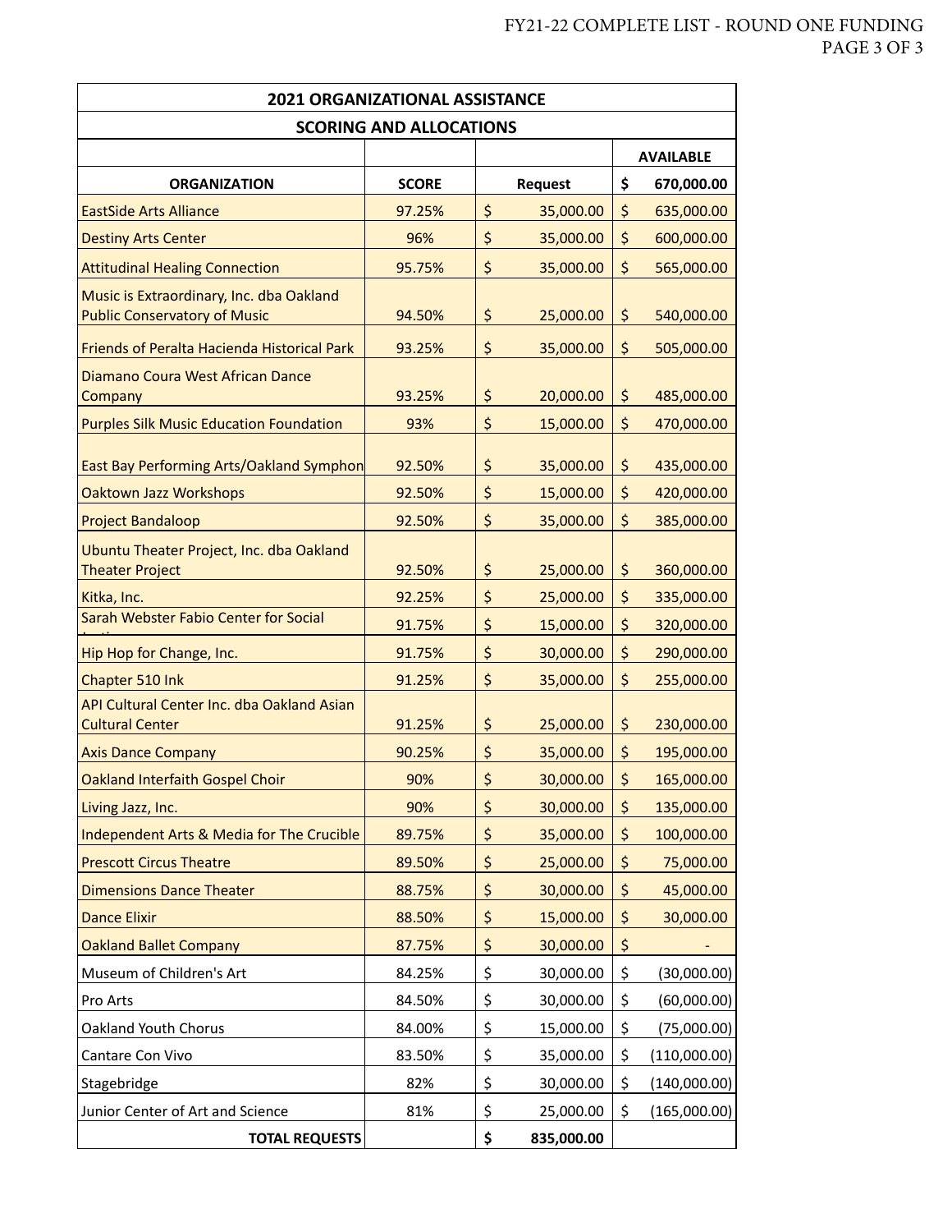| 2021 ORGANIZATIONAL ASSISTANCE | | | |
|---|---|---|---|
| SCORING AND ALLOCATIONS | | | |
| | | | AVAILABLE |
| ORGANIZATION | SCORE | Request | $ 670,000.00 |
| EastSide Arts Alliance | 97.25% | $ 35,000.00 | $ 635,000.00 |
| Destiny Arts Center | 96% | $ 35,000.00 | $ 600,000.00 |
| Attitudinal Healing Connection | 95.75% | $ 35,000.00 | $ 565,000.00 |
| Music is Extraordinary, Inc. dba Oakland Public Conservatory of Music | 94.50% | $ 25,000.00 | $ 540,000.00 |
| Friends of Peralta Hacienda Historical Park | 93.25% | $ 35,000.00 | $ 505,000.00 |
| Diamano Coura West African Dance Company | 93.25% | $ 20,000.00 | $ 485,000.00 |
| Purples Silk Music Education Foundation | 93% | $ 15,000.00 | $ 470,000.00 |
| East Bay Performing Arts/Oakland Symphon | 92.50% | $ 35,000.00 | $ 435,000.00 |
| Oaktown Jazz Workshops | 92.50% | $ 15,000.00 | $ 420,000.00 |
| Project Bandaloop | 92.50% | $ 35,000.00 | $ 385,000.00 |
| Ubuntu Theater Project, Inc. dba Oakland Theater Project | 92.50% | $ 25,000.00 | $ 360,000.00 |
| Kitka, Inc. | 92.25% | $ 25,000.00 | $ 335,000.00 |
| Sarah Webster Fabio Center for Social Justice | 91.75% | $ 15,000.00 | $ 320,000.00 |
| Hip Hop for Change, Inc. | 91.75% | $ 30,000.00 | $ 290,000.00 |
| Chapter 510 Ink | 91.25% | $ 35,000.00 | $ 255,000.00 |
| API Cultural Center Inc. dba Oakland Asian Cultural Center | 91.25% | $ 25,000.00 | $ 230,000.00 |
| Axis Dance Company | 90.25% | $ 35,000.00 | $ 195,000.00 |
| Oakland Interfaith Gospel Choir | 90% | $ 30,000.00 | $ 165,000.00 |
| Living Jazz, Inc. | 90% | $ 30,000.00 | $ 135,000.00 |
| Independent Arts & Media for The Crucible | 89.75% | $ 35,000.00 | $ 100,000.00 |
| Prescott Circus Theatre | 89.50% | $ 25,000.00 | $ 75,000.00 |
| Dimensions Dance Theater | 88.75% | $ 30,000.00 | $ 45,000.00 |
| Dance Elixir | 88.50% | $ 15,000.00 | $ 30,000.00 |
| Oakland Ballet Company | 87.75% | $ 30,000.00 | $ - |
| Museum of Children's Art | 84.25% | $ 30,000.00 | $ (30,000.00) |
| Pro Arts | 84.50% | $ 30,000.00 | $ (60,000.00) |
| Oakland Youth Chorus | 84.00% | $ 15,000.00 | $ (75,000.00) |
| Cantare Con Vivo | 83.50% | $ 35,000.00 | $ (110,000.00) |
| Stagebridge | 82% | $ 30,000.00 | $ (140,000.00) |
| Junior Center of Art and Science | 81% | $ 25,000.00 | $ (165,000.00) |
| TOTAL REQUESTS | | $ 835,000.00 | |